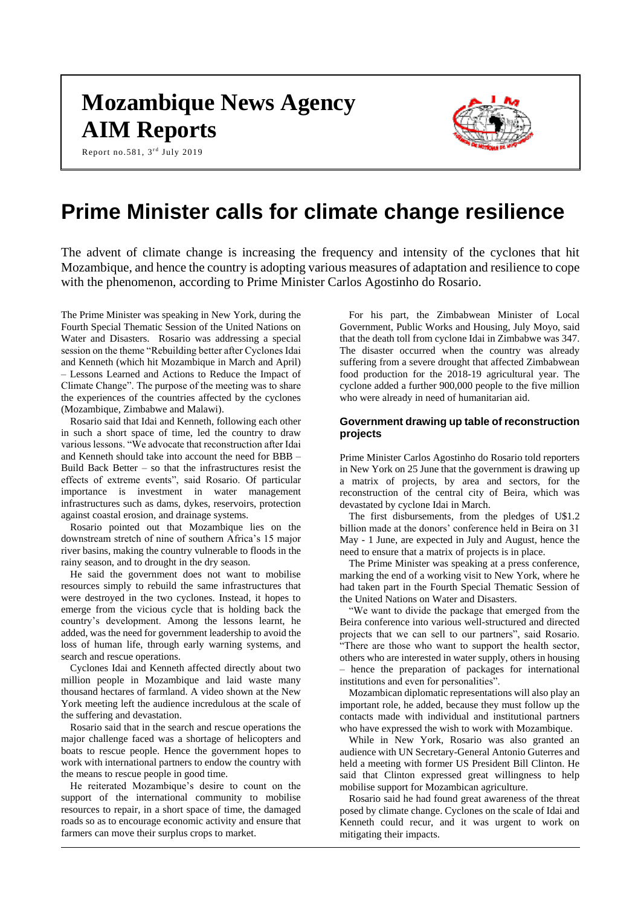# Mozambique News Agency
# AIM Reports

Report no.581, 3rd July 2019

# Prime Minister calls for climate change resilience

The advent of climate change is increasing the frequency and intensity of the cyclones that hit Mozambique, and hence the country is adopting various measures of adaptation and resilience to cope with the phenomenon, according to Prime Minister Carlos Agostinho do Rosario.

The Prime Minister was speaking in New York, during the Fourth Special Thematic Session of the United Nations on Water and Disasters. Rosario was addressing a special session on the theme "Rebuilding better after Cyclones Idai and Kenneth (which hit Mozambique in March and April) – Lessons Learned and Actions to Reduce the Impact of Climate Change". The purpose of the meeting was to share the experiences of the countries affected by the cyclones (Mozambique, Zimbabwe and Malawi).

Rosario said that Idai and Kenneth, following each other in such a short space of time, led the country to draw various lessons. "We advocate that reconstruction after Idai and Kenneth should take into account the need for BBB – Build Back Better – so that the infrastructures resist the effects of extreme events", said Rosario. Of particular importance is investment in water management infrastructures such as dams, dykes, reservoirs, protection against coastal erosion, and drainage systems.

Rosario pointed out that Mozambique lies on the downstream stretch of nine of southern Africa's 15 major river basins, making the country vulnerable to floods in the rainy season, and to drought in the dry season.

He said the government does not want to mobilise resources simply to rebuild the same infrastructures that were destroyed in the two cyclones. Instead, it hopes to emerge from the vicious cycle that is holding back the country's development. Among the lessons learnt, he added, was the need for government leadership to avoid the loss of human life, through early warning systems, and search and rescue operations.

Cyclones Idai and Kenneth affected directly about two million people in Mozambique and laid waste many thousand hectares of farmland. A video shown at the New York meeting left the audience incredulous at the scale of the suffering and devastation.

Rosario said that in the search and rescue operations the major challenge faced was a shortage of helicopters and boats to rescue people. Hence the government hopes to work with international partners to endow the country with the means to rescue people in good time.

He reiterated Mozambique's desire to count on the support of the international community to mobilise resources to repair, in a short space of time, the damaged roads so as to encourage economic activity and ensure that farmers can move their surplus crops to market.

For his part, the Zimbabwean Minister of Local Government, Public Works and Housing, July Moyo, said that the death toll from cyclone Idai in Zimbabwe was 347. The disaster occurred when the country was already suffering from a severe drought that affected Zimbabwean food production for the 2018-19 agricultural year. The cyclone added a further 900,000 people to the five million who were already in need of humanitarian aid.

### Government drawing up table of reconstruction projects

Prime Minister Carlos Agostinho do Rosario told reporters in New York on 25 June that the government is drawing up a matrix of projects, by area and sectors, for the reconstruction of the central city of Beira, which was devastated by cyclone Idai in March.

The first disbursements, from the pledges of U$1.2 billion made at the donors' conference held in Beira on 31 May - 1 June, are expected in July and August, hence the need to ensure that a matrix of projects is in place.

The Prime Minister was speaking at a press conference, marking the end of a working visit to New York, where he had taken part in the Fourth Special Thematic Session of the United Nations on Water and Disasters.

"We want to divide the package that emerged from the Beira conference into various well-structured and directed projects that we can sell to our partners", said Rosario. "There are those who want to support the health sector, others who are interested in water supply, others in housing – hence the preparation of packages for international institutions and even for personalities".

Mozambican diplomatic representations will also play an important role, he added, because they must follow up the contacts made with individual and institutional partners who have expressed the wish to work with Mozambique.

While in New York, Rosario was also granted an audience with UN Secretary-General Antonio Guterres and held a meeting with former US President Bill Clinton. He said that Clinton expressed great willingness to help mobilise support for Mozambican agriculture.

Rosario said he had found great awareness of the threat posed by climate change. Cyclones on the scale of Idai and Kenneth could recur, and it was urgent to work on mitigating their impacts.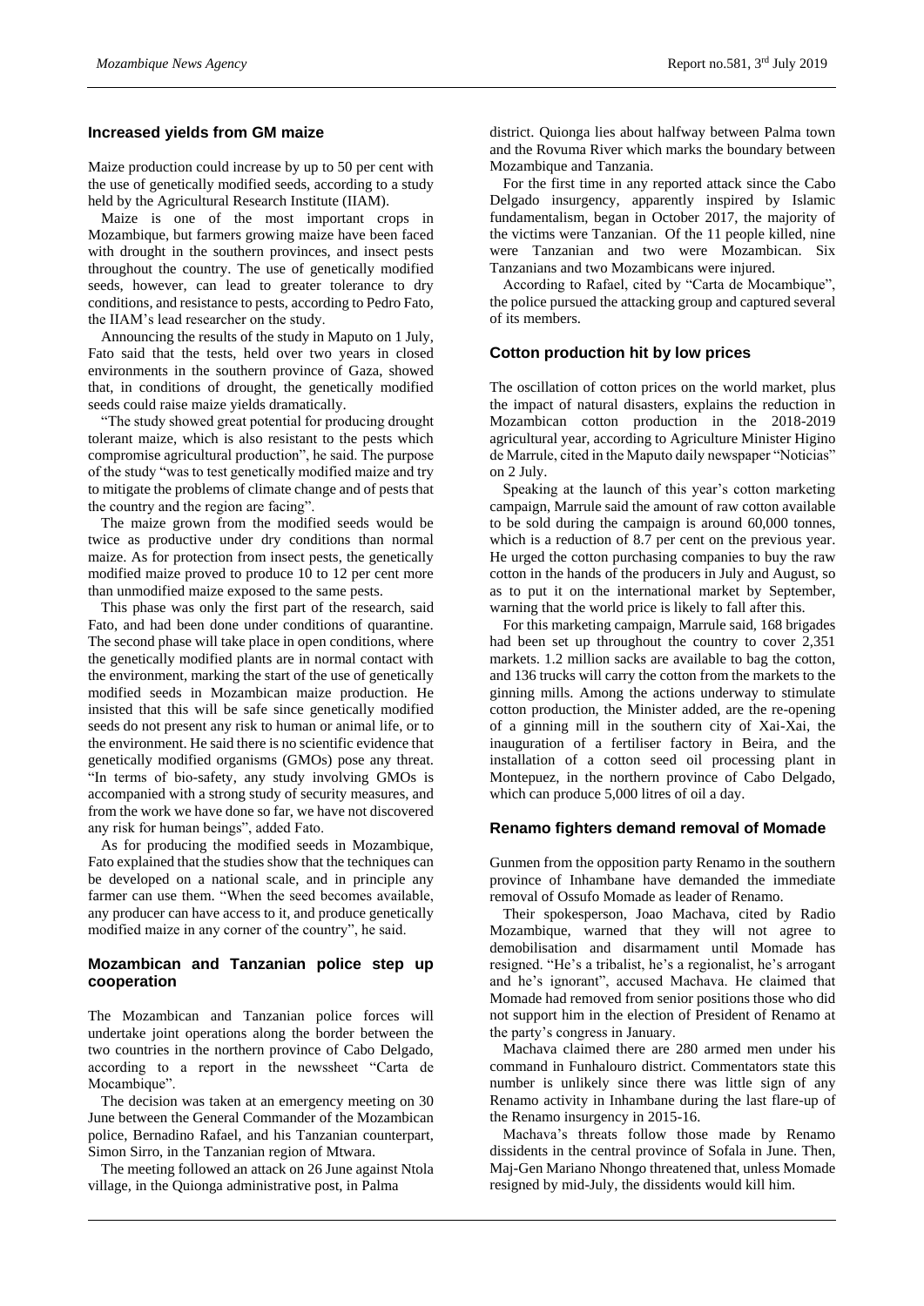## Increased yields from GM maize

Maize production could increase by up to 50 per cent with the use of genetically modified seeds, according to a study held by the Agricultural Research Institute (IIAM).

Maize is one of the most important crops in Mozambique, but farmers growing maize have been faced with drought in the southern provinces, and insect pests throughout the country. The use of genetically modified seeds, however, can lead to greater tolerance to dry conditions, and resistance to pests, according to Pedro Fato, the IIAM's lead researcher on the study.

Announcing the results of the study in Maputo on 1 July, Fato said that the tests, held over two years in closed environments in the southern province of Gaza, showed that, in conditions of drought, the genetically modified seeds could raise maize yields dramatically.

"The study showed great potential for producing drought tolerant maize, which is also resistant to the pests which compromise agricultural production", he said. The purpose of the study "was to test genetically modified maize and try to mitigate the problems of climate change and of pests that the country and the region are facing".

The maize grown from the modified seeds would be twice as productive under dry conditions than normal maize. As for protection from insect pests, the genetically modified maize proved to produce 10 to 12 per cent more than unmodified maize exposed to the same pests.

This phase was only the first part of the research, said Fato, and had been done under conditions of quarantine. The second phase will take place in open conditions, where the genetically modified plants are in normal contact with the environment, marking the start of the use of genetically modified seeds in Mozambican maize production. He insisted that this will be safe since genetically modified seeds do not present any risk to human or animal life, or to the environment. He said there is no scientific evidence that genetically modified organisms (GMOs) pose any threat. "In terms of bio-safety, any study involving GMOs is accompanied with a strong study of security measures, and from the work we have done so far, we have not discovered any risk for human beings", added Fato.

As for producing the modified seeds in Mozambique, Fato explained that the studies show that the techniques can be developed on a national scale, and in principle any farmer can use them. "When the seed becomes available, any producer can have access to it, and produce genetically modified maize in any corner of the country", he said.

## Mozambican and Tanzanian police step up cooperation

The Mozambican and Tanzanian police forces will undertake joint operations along the border between the two countries in the northern province of Cabo Delgado, according to a report in the newssheet "Carta de Mocambique".

The decision was taken at an emergency meeting on 30 June between the General Commander of the Mozambican police, Bernadino Rafael, and his Tanzanian counterpart, Simon Sirro, in the Tanzanian region of Mtwara.

The meeting followed an attack on 26 June against Ntola village, in the Quionga administrative post, in Palma district. Quionga lies about halfway between Palma town and the Rovuma River which marks the boundary between Mozambique and Tanzania.

For the first time in any reported attack since the Cabo Delgado insurgency, apparently inspired by Islamic fundamentalism, began in October 2017, the majority of the victims were Tanzanian. Of the 11 people killed, nine were Tanzanian and two were Mozambican. Six Tanzanians and two Mozambicans were injured.

According to Rafael, cited by "Carta de Mocambique", the police pursued the attacking group and captured several of its members.

## Cotton production hit by low prices

The oscillation of cotton prices on the world market, plus the impact of natural disasters, explains the reduction in Mozambican cotton production in the 2018-2019 agricultural year, according to Agriculture Minister Higino de Marrule, cited in the Maputo daily newspaper "Noticias" on 2 July.

Speaking at the launch of this year's cotton marketing campaign, Marrule said the amount of raw cotton available to be sold during the campaign is around 60,000 tonnes, which is a reduction of 8.7 per cent on the previous year. He urged the cotton purchasing companies to buy the raw cotton in the hands of the producers in July and August, so as to put it on the international market by September, warning that the world price is likely to fall after this.

For this marketing campaign, Marrule said, 168 brigades had been set up throughout the country to cover 2,351 markets. 1.2 million sacks are available to bag the cotton, and 136 trucks will carry the cotton from the markets to the ginning mills. Among the actions underway to stimulate cotton production, the Minister added, are the re-opening of a ginning mill in the southern city of Xai-Xai, the inauguration of a fertiliser factory in Beira, and the installation of a cotton seed oil processing plant in Montepuez, in the northern province of Cabo Delgado, which can produce 5,000 litres of oil a day.

## Renamo fighters demand removal of Momade

Gunmen from the opposition party Renamo in the southern province of Inhambane have demanded the immediate removal of Ossufo Momade as leader of Renamo.

Their spokesperson, Joao Machava, cited by Radio Mozambique, warned that they will not agree to demobilisation and disarmament until Momade has resigned. "He's a tribalist, he's a regionalist, he's arrogant and he's ignorant", accused Machava. He claimed that Momade had removed from senior positions those who did not support him in the election of President of Renamo at the party's congress in January.

Machava claimed there are 280 armed men under his command in Funhalouro district. Commentators state this number is unlikely since there was little sign of any Renamo activity in Inhambane during the last flare-up of the Renamo insurgency in 2015-16.

Machava's threats follow those made by Renamo dissidents in the central province of Sofala in June. Then, Maj-Gen Mariano Nhongo threatened that, unless Momade resigned by mid-July, the dissidents would kill him.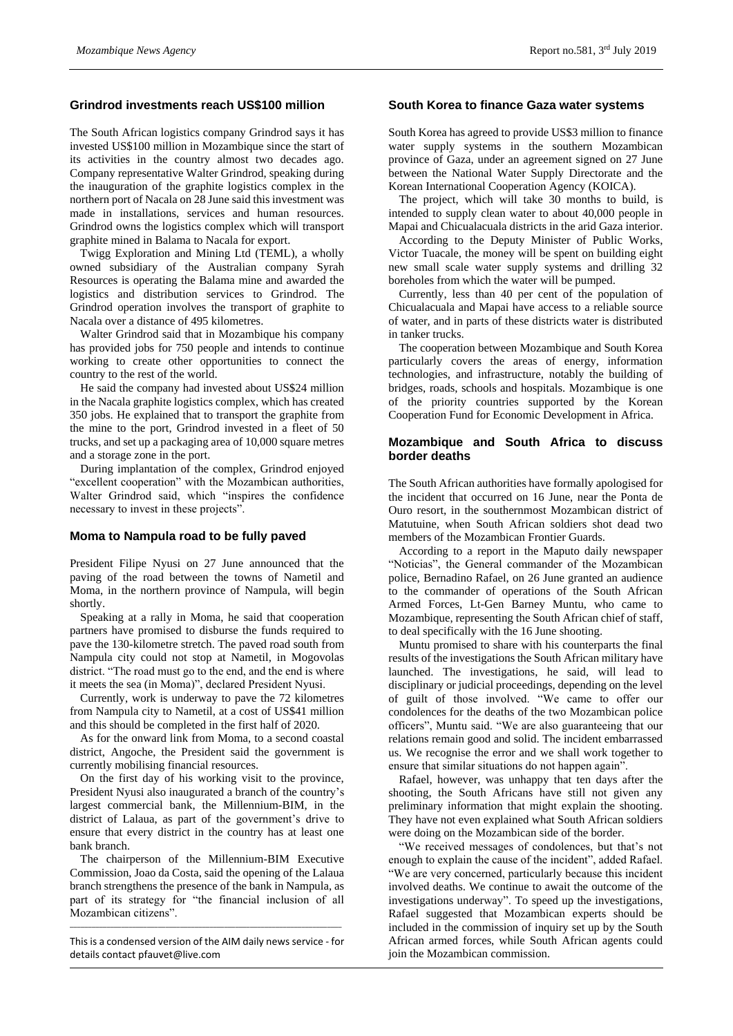## Grindrod investments reach US$100 million

The South African logistics company Grindrod says it has invested US$100 million in Mozambique since the start of its activities in the country almost two decades ago. Company representative Walter Grindrod, speaking during the inauguration of the graphite logistics complex in the northern port of Nacala on 28 June said this investment was made in installations, services and human resources. Grindrod owns the logistics complex which will transport graphite mined in Balama to Nacala for export.

Twigg Exploration and Mining Ltd (TEML), a wholly owned subsidiary of the Australian company Syrah Resources is operating the Balama mine and awarded the logistics and distribution services to Grindrod. The Grindrod operation involves the transport of graphite to Nacala over a distance of 495 kilometres.

Walter Grindrod said that in Mozambique his company has provided jobs for 750 people and intends to continue working to create other opportunities to connect the country to the rest of the world.

He said the company had invested about US$24 million in the Nacala graphite logistics complex, which has created 350 jobs. He explained that to transport the graphite from the mine to the port, Grindrod invested in a fleet of 50 trucks, and set up a packaging area of 10,000 square metres and a storage zone in the port.

During implantation of the complex, Grindrod enjoyed "excellent cooperation" with the Mozambican authorities, Walter Grindrod said, which "inspires the confidence necessary to invest in these projects".

## Moma to Nampula road to be fully paved

President Filipe Nyusi on 27 June announced that the paving of the road between the towns of Nametil and Moma, in the northern province of Nampula, will begin shortly.

Speaking at a rally in Moma, he said that cooperation partners have promised to disburse the funds required to pave the 130-kilometre stretch. The paved road south from Nampula city could not stop at Nametil, in Mogovolas district. "The road must go to the end, and the end is where it meets the sea (in Moma)", declared President Nyusi.

Currently, work is underway to pave the 72 kilometres from Nampula city to Nametil, at a cost of US$41 million and this should be completed in the first half of 2020.

As for the onward link from Moma, to a second coastal district, Angoche, the President said the government is currently mobilising financial resources.

On the first day of his working visit to the province, President Nyusi also inaugurated a branch of the country's largest commercial bank, the Millennium-BIM, in the district of Lalaua, as part of the government's drive to ensure that every district in the country has at least one bank branch.

The chairperson of the Millennium-BIM Executive Commission, Joao da Costa, said the opening of the Lalaua branch strengthens the presence of the bank in Nampula, as part of its strategy for "the financial inclusion of all Mozambican citizens".

## South Korea to finance Gaza water systems

South Korea has agreed to provide US$3 million to finance water supply systems in the southern Mozambican province of Gaza, under an agreement signed on 27 June between the National Water Supply Directorate and the Korean International Cooperation Agency (KOICA).

The project, which will take 30 months to build, is intended to supply clean water to about 40,000 people in Mapai and Chicualacuala districts in the arid Gaza interior.

According to the Deputy Minister of Public Works, Victor Tuacale, the money will be spent on building eight new small scale water supply systems and drilling 32 boreholes from which the water will be pumped.

Currently, less than 40 per cent of the population of Chicualacuala and Mapai have access to a reliable source of water, and in parts of these districts water is distributed in tanker trucks.

The cooperation between Mozambique and South Korea particularly covers the areas of energy, information technologies, and infrastructure, notably the building of bridges, roads, schools and hospitals. Mozambique is one of the priority countries supported by the Korean Cooperation Fund for Economic Development in Africa.

## Mozambique and South Africa to discuss border deaths

The South African authorities have formally apologised for the incident that occurred on 16 June, near the Ponta de Ouro resort, in the southernmost Mozambican district of Matutuine, when South African soldiers shot dead two members of the Mozambican Frontier Guards.

According to a report in the Maputo daily newspaper "Noticias", the General commander of the Mozambican police, Bernadino Rafael, on 26 June granted an audience to the commander of operations of the South African Armed Forces, Lt-Gen Barney Muntu, who came to Mozambique, representing the South African chief of staff, to deal specifically with the 16 June shooting.

Muntu promised to share with his counterparts the final results of the investigations the South African military have launched. The investigations, he said, will lead to disciplinary or judicial proceedings, depending on the level of guilt of those involved. "We came to offer our condolences for the deaths of the two Mozambican police officers", Muntu said. "We are also guaranteeing that our relations remain good and solid. The incident embarrassed us. We recognise the error and we shall work together to ensure that similar situations do not happen again".

Rafael, however, was unhappy that ten days after the shooting, the South Africans have still not given any preliminary information that might explain the shooting. They have not even explained what South African soldiers were doing on the Mozambican side of the border.

"We received messages of condolences, but that's not enough to explain the cause of the incident", added Rafael. "We are very concerned, particularly because this incident involved deaths. We continue to await the outcome of the investigations underway". To speed up the investigations, Rafael suggested that Mozambican experts should be included in the commission of inquiry set up by the South African armed forces, while South African agents could join the Mozambican commission.

---

This is a condensed version of the AIM daily news service - for details contact pfauvet@live.com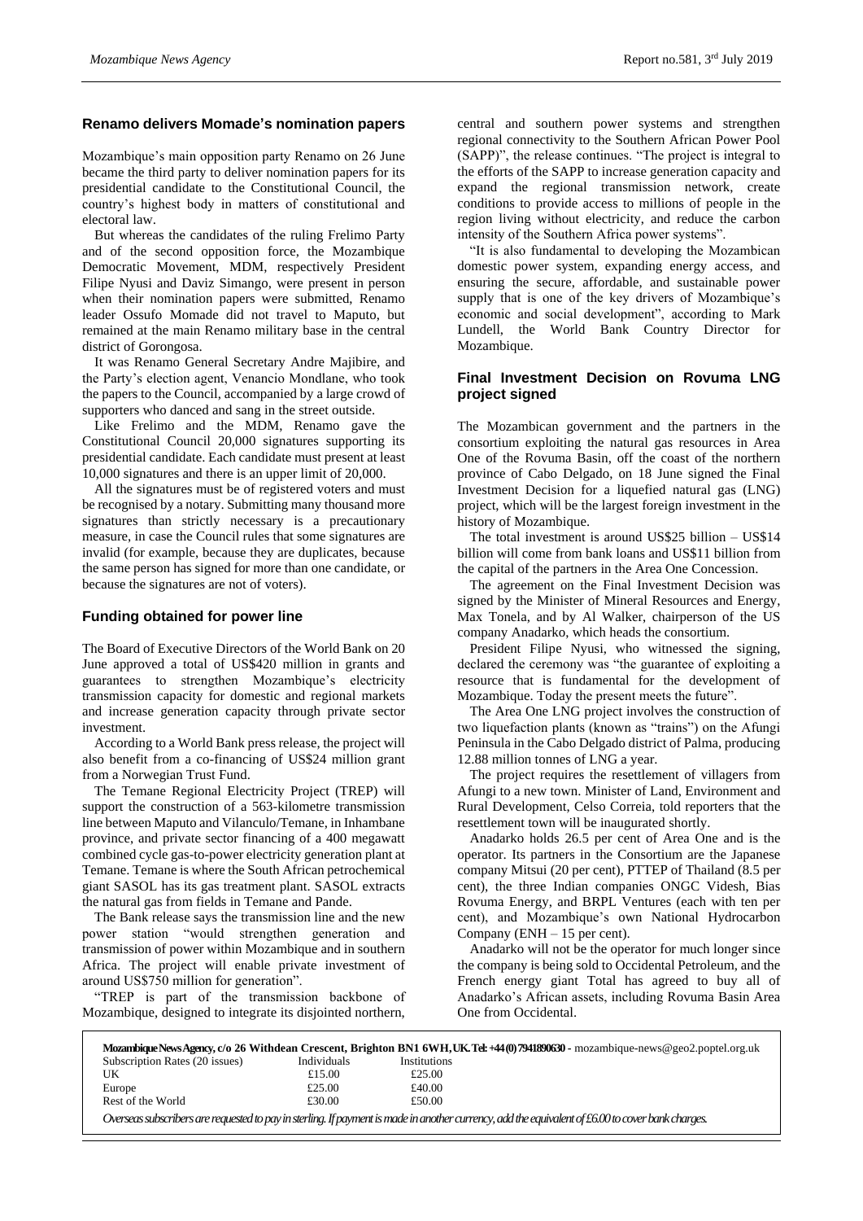## Renamo delivers Momade's nomination papers

Mozambique's main opposition party Renamo on 26 June became the third party to deliver nomination papers for its presidential candidate to the Constitutional Council, the country's highest body in matters of constitutional and electoral law.

But whereas the candidates of the ruling Frelimo Party and of the second opposition force, the Mozambique Democratic Movement, MDM, respectively President Filipe Nyusi and Daviz Simango, were present in person when their nomination papers were submitted, Renamo leader Ossufo Momade did not travel to Maputo, but remained at the main Renamo military base in the central district of Gorongosa.

It was Renamo General Secretary Andre Majibire, and the Party's election agent, Venancio Mondlane, who took the papers to the Council, accompanied by a large crowd of supporters who danced and sang in the street outside.

Like Frelimo and the MDM, Renamo gave the Constitutional Council 20,000 signatures supporting its presidential candidate. Each candidate must present at least 10,000 signatures and there is an upper limit of 20,000.

All the signatures must be of registered voters and must be recognised by a notary. Submitting many thousand more signatures than strictly necessary is a precautionary measure, in case the Council rules that some signatures are invalid (for example, because they are duplicates, because the same person has signed for more than one candidate, or because the signatures are not of voters).

## Funding obtained for power line

The Board of Executive Directors of the World Bank on 20 June approved a total of US$420 million in grants and guarantees to strengthen Mozambique's electricity transmission capacity for domestic and regional markets and increase generation capacity through private sector investment.

According to a World Bank press release, the project will also benefit from a co-financing of US$24 million grant from a Norwegian Trust Fund.

The Temane Regional Electricity Project (TREP) will support the construction of a 563-kilometre transmission line between Maputo and Vilanculo/Temane, in Inhambane province, and private sector financing of a 400 megawatt combined cycle gas-to-power electricity generation plant at Temane. Temane is where the South African petrochemical giant SASOL has its gas treatment plant. SASOL extracts the natural gas from fields in Temane and Pande.

The Bank release says the transmission line and the new power station "would strengthen generation and transmission of power within Mozambique and in southern Africa. The project will enable private investment of around US$750 million for generation".

"TREP is part of the transmission backbone of Mozambique, designed to integrate its disjointed northern, central and southern power systems and strengthen regional connectivity to the Southern African Power Pool (SAPP)", the release continues. "The project is integral to the efforts of the SAPP to increase generation capacity and expand the regional transmission network, create conditions to provide access to millions of people in the region living without electricity, and reduce the carbon intensity of the Southern Africa power systems".

"It is also fundamental to developing the Mozambican domestic power system, expanding energy access, and ensuring the secure, affordable, and sustainable power supply that is one of the key drivers of Mozambique's economic and social development", according to Mark Lundell, the World Bank Country Director for Mozambique.

## Final Investment Decision on Rovuma LNG project signed

The Mozambican government and the partners in the consortium exploiting the natural gas resources in Area One of the Rovuma Basin, off the coast of the northern province of Cabo Delgado, on 18 June signed the Final Investment Decision for a liquefied natural gas (LNG) project, which will be the largest foreign investment in the history of Mozambique.

The total investment is around US$25 billion – US$14 billion will come from bank loans and US$11 billion from the capital of the partners in the Area One Concession.

The agreement on the Final Investment Decision was signed by the Minister of Mineral Resources and Energy, Max Tonela, and by Al Walker, chairperson of the US company Anadarko, which heads the consortium.

President Filipe Nyusi, who witnessed the signing, declared the ceremony was "the guarantee of exploiting a resource that is fundamental for the development of Mozambique. Today the present meets the future".

The Area One LNG project involves the construction of two liquefaction plants (known as "trains") on the Afungi Peninsula in the Cabo Delgado district of Palma, producing 12.88 million tonnes of LNG a year.

The project requires the resettlement of villagers from Afungi to a new town. Minister of Land, Environment and Rural Development, Celso Correia, told reporters that the resettlement town will be inaugurated shortly.

Anadarko holds 26.5 per cent of Area One and is the operator. Its partners in the Consortium are the Japanese company Mitsui (20 per cent), PTTEP of Thailand (8.5 per cent), the three Indian companies ONGC Videsh, Bias Rovuma Energy, and BRPL Ventures (each with ten per cent), and Mozambique's own National Hydrocarbon Company (ENH – 15 per cent).

Anadarko will not be the operator for much longer since the company is being sold to Occidental Petroleum, and the French energy giant Total has agreed to buy all of Anadarko's African assets, including Rovuma Basin Area One from Occidental.

**Mozambique News Agency, c/o 26 Withdean Crescent, Brighton BN1 6WH, UK. Tel: +44 (0) 7941890630** - mozambique-news@geo2.poptel.org.uk

| Subscription Rates (20 issues) | Individuals | Institutions |
|---|---|---|
| UK | £15.00 | £25.00 |
| Europe | £25.00 | £40.00 |
| Rest of the World | £30.00 | £50.00 |

*Overseas subscribers are requested to pay in sterling. If payment is made in another currency, add the equivalent of £6.00 to cover bank charges.*